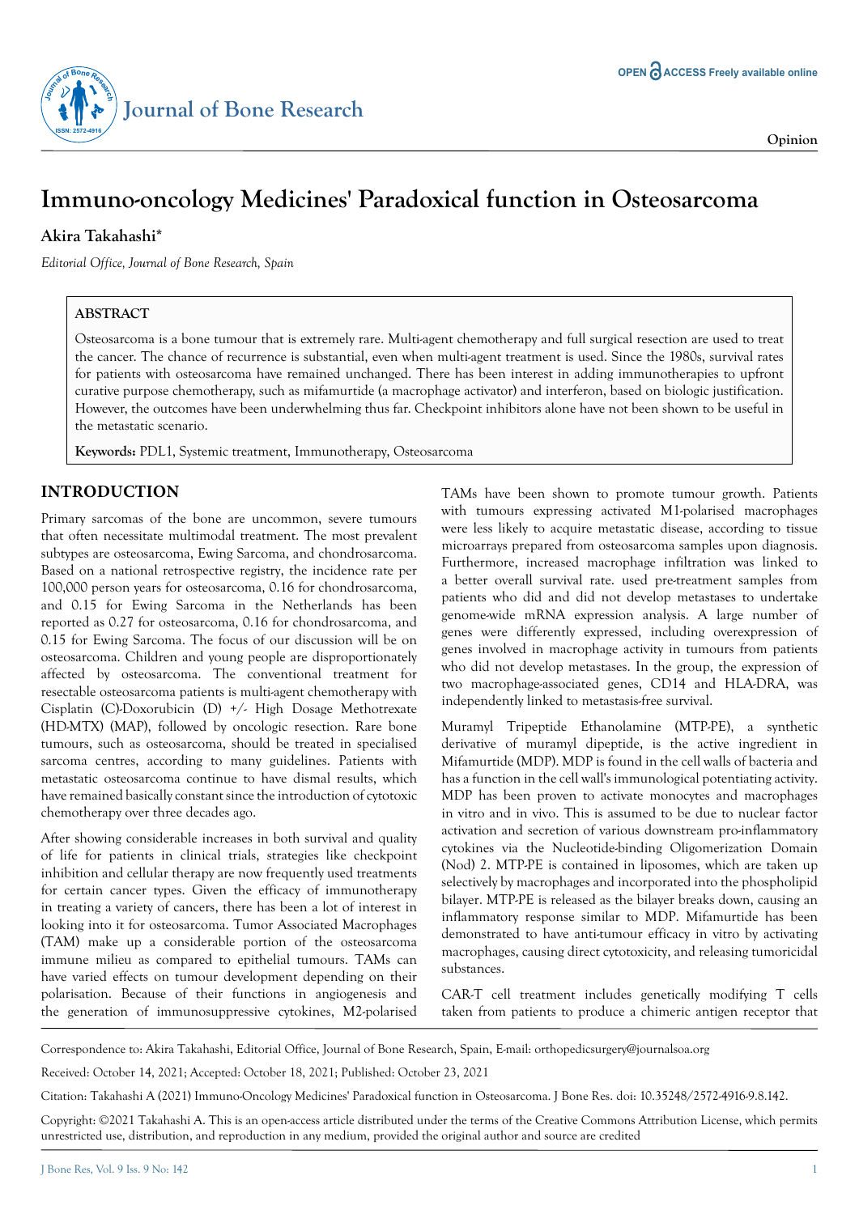Opinion

# Immuno-oncology Medicines' Paradoxical function in Osteosarcoma

**Akira Takahashi***

*Editorial Office, Journal of Bone Research, Spain*

## ABSTRACT

Osteosarcoma is a bone tumour that is extremely rare. Multi-agent chemotherapy and full surgical resection are used to treat the cancer. The chance of recurrence is substantial, even when multi-agent treatment is used. Since the 1980s, survival rates for patients with osteosarcoma have remained unchanged. There has been interest in adding immunotherapies to upfront curative purpose chemotherapy, such as mifamurtide (a macrophage activator) and interferon, based on biologic justification. However, the outcomes have been underwhelming thus far. Checkpoint inhibitors alone have not been shown to be useful in the metastatic scenario.

**Keywords:** PDL1, Systemic treatment, Immunotherapy, Osteosarcoma

## INTRODUCTION

Primary sarcomas of the bone are uncommon, severe tumours that often necessitate multimodal treatment. The most prevalent subtypes are osteosarcoma, Ewing Sarcoma, and chondrosarcoma. Based on a national retrospective registry, the incidence rate per 100,000 person years for osteosarcoma, 0.16 for chondrosarcoma, and 0.15 for Ewing Sarcoma in the Netherlands has been reported as 0.27 for osteosarcoma, 0.16 for chondrosarcoma, and 0.15 for Ewing Sarcoma. The focus of our discussion will be on osteosarcoma. Children and young people are disproportionately affected by osteosarcoma. The conventional treatment for resectable osteosarcoma patients is multi-agent chemotherapy with Cisplatin (C)-Doxorubicin (D) +/- High Dosage Methotrexate (HD-MTX) (MAP), followed by oncologic resection. Rare bone tumours, such as osteosarcoma, should be treated in specialised sarcoma centres, according to many guidelines. Patients with metastatic osteosarcoma continue to have dismal results, which have remained basically constant since the introduction of cytotoxic chemotherapy over three decades ago.

After showing considerable increases in both survival and quality of life for patients in clinical trials, strategies like checkpoint inhibition and cellular therapy are now frequently used treatments for certain cancer types. Given the efficacy of immunotherapy in treating a variety of cancers, there has been a lot of interest in looking into it for osteosarcoma. Tumor Associated Macrophages (TAM) make up a considerable portion of the osteosarcoma immune milieu as compared to epithelial tumours. TAMs can have varied effects on tumour development depending on their polarisation. Because of their functions in angiogenesis and the generation of immunosuppressive cytokines, M2-polarised TAMs have been shown to promote tumour growth. Patients with tumours expressing activated M1-polarised macrophages were less likely to acquire metastatic disease, according to tissue microarrays prepared from osteosarcoma samples upon diagnosis. Furthermore, increased macrophage infiltration was linked to a better overall survival rate. used pre-treatment samples from patients who did and did not develop metastases to undertake genome-wide mRNA expression analysis. A large number of genes were differently expressed, including overexpression of genes involved in macrophage activity in tumours from patients who did not develop metastases. In the group, the expression of two macrophage-associated genes, CD14 and HLA-DRA, was independently linked to metastasis-free survival.

Muramyl Tripeptide Ethanolamine (MTP-PE), a synthetic derivative of muramyl dipeptide, is the active ingredient in Mifamurtide (MDP). MDP is found in the cell walls of bacteria and has a function in the cell wall's immunological potentiating activity. MDP has been proven to activate monocytes and macrophages in vitro and in vivo. This is assumed to be due to nuclear factor activation and secretion of various downstream pro-inflammatory cytokines via the Nucleotide-binding Oligomerization Domain (Nod) 2. MTP-PE is contained in liposomes, which are taken up selectively by macrophages and incorporated into the phospholipid bilayer. MTP-PE is released as the bilayer breaks down, causing an inflammatory response similar to MDP. Mifamurtide has been demonstrated to have anti-tumour efficacy in vitro by activating macrophages, causing direct cytotoxicity, and releasing tumoricidal substances.

CAR-T cell treatment includes genetically modifying T cells taken from patients to produce a chimeric antigen receptor that

---

Correspondence to: Akira Takahashi, Editorial Office, Journal of Bone Research, Spain, E-mail: orthopedicsurgery@journalsoa.org

Received: October 14, 2021; Accepted: October 18, 2021; Published: October 23, 2021

Citation: Takahashi A (2021) Immuno-Oncology Medicines' Paradoxical function in Osteosarcoma. J Bone Res. doi: 10.35248/2572-4916-9.8.142.

Copyright: ©2021 Takahashi A. This is an open-access article distributed under the terms of the Creative Commons Attribution License, which permits unrestricted use, distribution, and reproduction in any medium, provided the original author and source are credited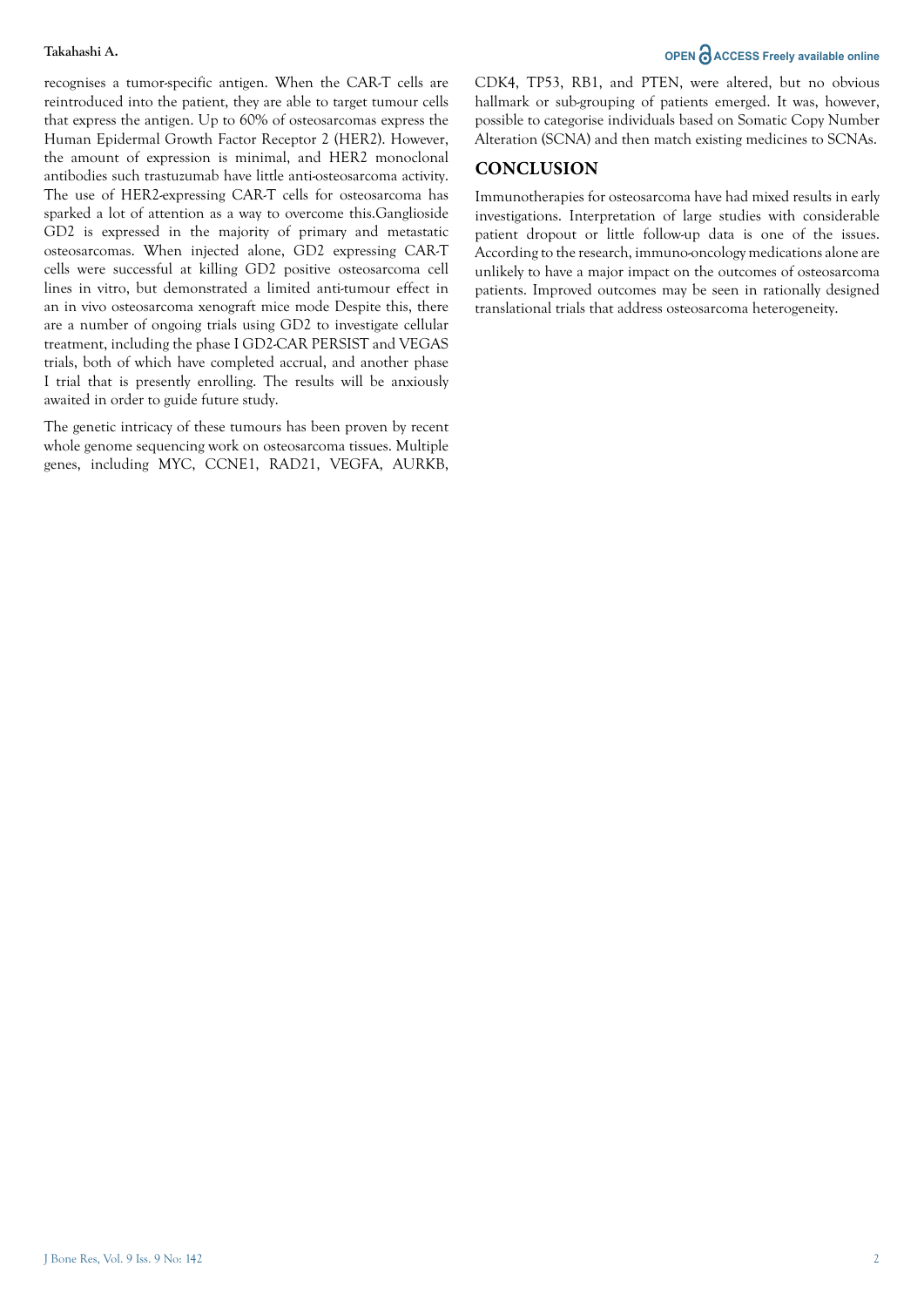recognises a tumor-specific antigen. When the CAR-T cells are reintroduced into the patient, they are able to target tumour cells that express the antigen. Up to 60% of osteosarcomas express the Human Epidermal Growth Factor Receptor 2 (HER2). However, the amount of expression is minimal, and HER2 monoclonal antibodies such trastuzumab have little anti-osteosarcoma activity. The use of HER2-expressing CAR-T cells for osteosarcoma has sparked a lot of attention as a way to overcome this.Ganglioside GD2 is expressed in the majority of primary and metastatic osteosarcomas. When injected alone, GD2 expressing CAR-T cells were successful at killing GD2 positive osteosarcoma cell lines in vitro, but demonstrated a limited anti-tumour effect in an in vivo osteosarcoma xenograft mice mode Despite this, there are a number of ongoing trials using GD2 to investigate cellular treatment, including the phase I GD2-CAR PERSIST and VEGAS trials, both of which have completed accrual, and another phase I trial that is presently enrolling. The results will be anxiously awaited in order to guide future study.

The genetic intricacy of these tumours has been proven by recent whole genome sequencing work on osteosarcoma tissues. Multiple genes, including MYC, CCNE1, RAD21, VEGFA, AURKB, CDK4, TP53, RB1, and PTEN, were altered, but no obvious hallmark or sub-grouping of patients emerged. It was, however, possible to categorise individuals based on Somatic Copy Number Alteration (SCNA) and then match existing medicines to SCNAs.

## CONCLUSION

Immunotherapies for osteosarcoma have had mixed results in early investigations. Interpretation of large studies with considerable patient dropout or little follow-up data is one of the issues. According to the research, immuno-oncology medications alone are unlikely to have a major impact on the outcomes of osteosarcoma patients. Improved outcomes may be seen in rationally designed translational trials that address osteosarcoma heterogeneity.